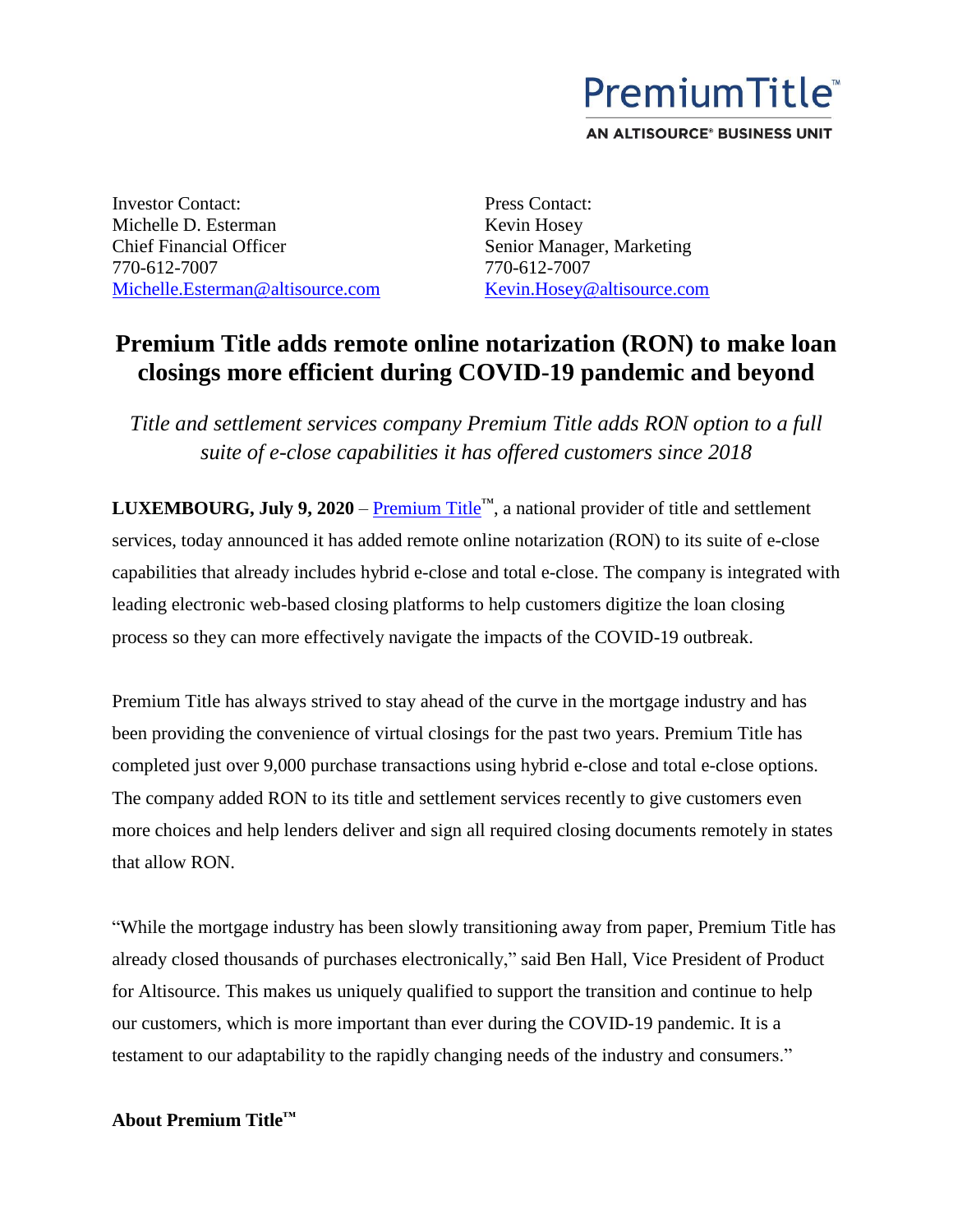PremiumTitle™

AN ALTISOURCE® BUSINESS UNIT

Investor Contact:
Michelle D. Esterman
Chief Financial Officer
770-612-7007
Michelle.Esterman@altisource.com

Press Contact:
Kevin Hosey
Senior Manager, Marketing
770-612-7007
Kevin.Hosey@altisource.com

# Premium Title adds remote online notarization (RON) to make loan closings more efficient during COVID-19 pandemic and beyond

*Title and settlement services company Premium Title adds RON option to a full suite of e-close capabilities it has offered customers since 2018*

**LUXEMBOURG, July 9, 2020** – Premium Title™, a national provider of title and settlement services, today announced it has added remote online notarization (RON) to its suite of e-close capabilities that already includes hybrid e-close and total e-close. The company is integrated with leading electronic web-based closing platforms to help customers digitize the loan closing process so they can more effectively navigate the impacts of the COVID-19 outbreak.

Premium Title has always strived to stay ahead of the curve in the mortgage industry and has been providing the convenience of virtual closings for the past two years. Premium Title has completed just over 9,000 purchase transactions using hybrid e-close and total e-close options. The company added RON to its title and settlement services recently to give customers even more choices and help lenders deliver and sign all required closing documents remotely in states that allow RON.

"While the mortgage industry has been slowly transitioning away from paper, Premium Title has already closed thousands of purchases electronically," said Ben Hall, Vice President of Product for Altisource. This makes us uniquely qualified to support the transition and continue to help our customers, which is more important than ever during the COVID-19 pandemic. It is a testament to our adaptability to the rapidly changing needs of the industry and consumers."

**About Premium Title™**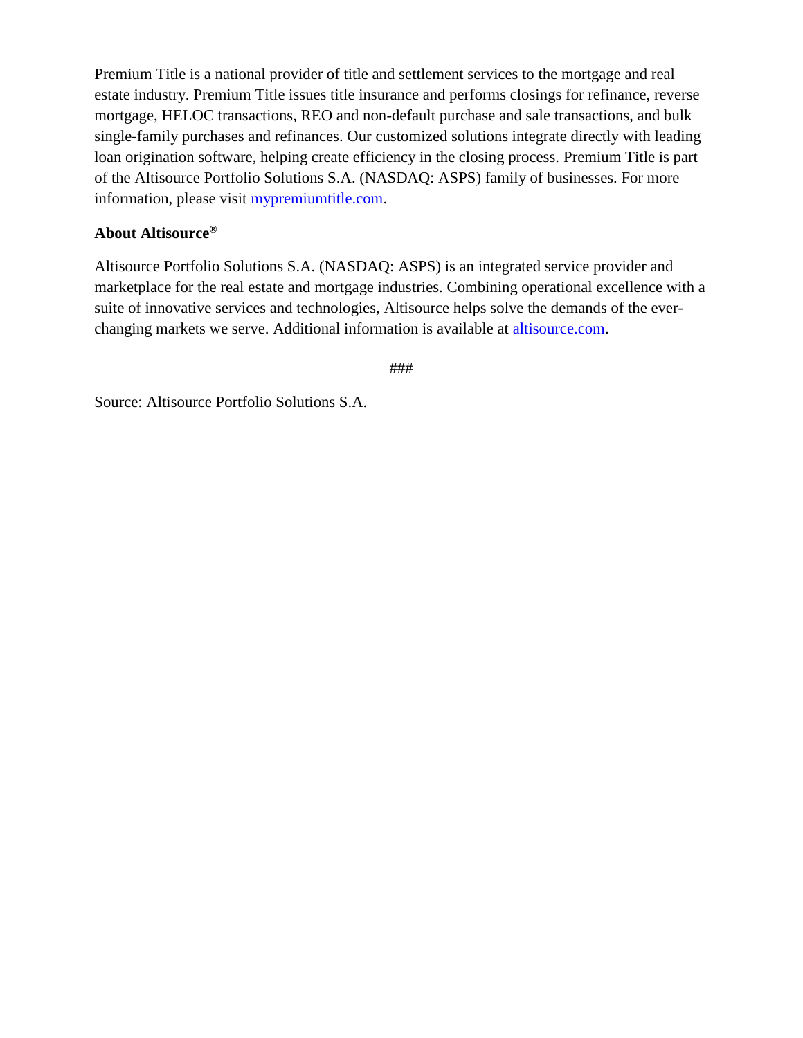Premium Title is a national provider of title and settlement services to the mortgage and real estate industry. Premium Title issues title insurance and performs closings for refinance, reverse mortgage, HELOC transactions, REO and non-default purchase and sale transactions, and bulk single-family purchases and refinances. Our customized solutions integrate directly with leading loan origination software, helping create efficiency in the closing process. Premium Title is part of the Altisource Portfolio Solutions S.A. (NASDAQ: ASPS) family of businesses. For more information, please visit [mypremiumtitle.com](mypremiumtitle.com).

**About Altisource®**

Altisource Portfolio Solutions S.A. (NASDAQ: ASPS) is an integrated service provider and marketplace for the real estate and mortgage industries. Combining operational excellence with a suite of innovative services and technologies, Altisource helps solve the demands of the ever-changing markets we serve. Additional information is available at [altisource.com](altisource.com).

###

Source: Altisource Portfolio Solutions S.A.